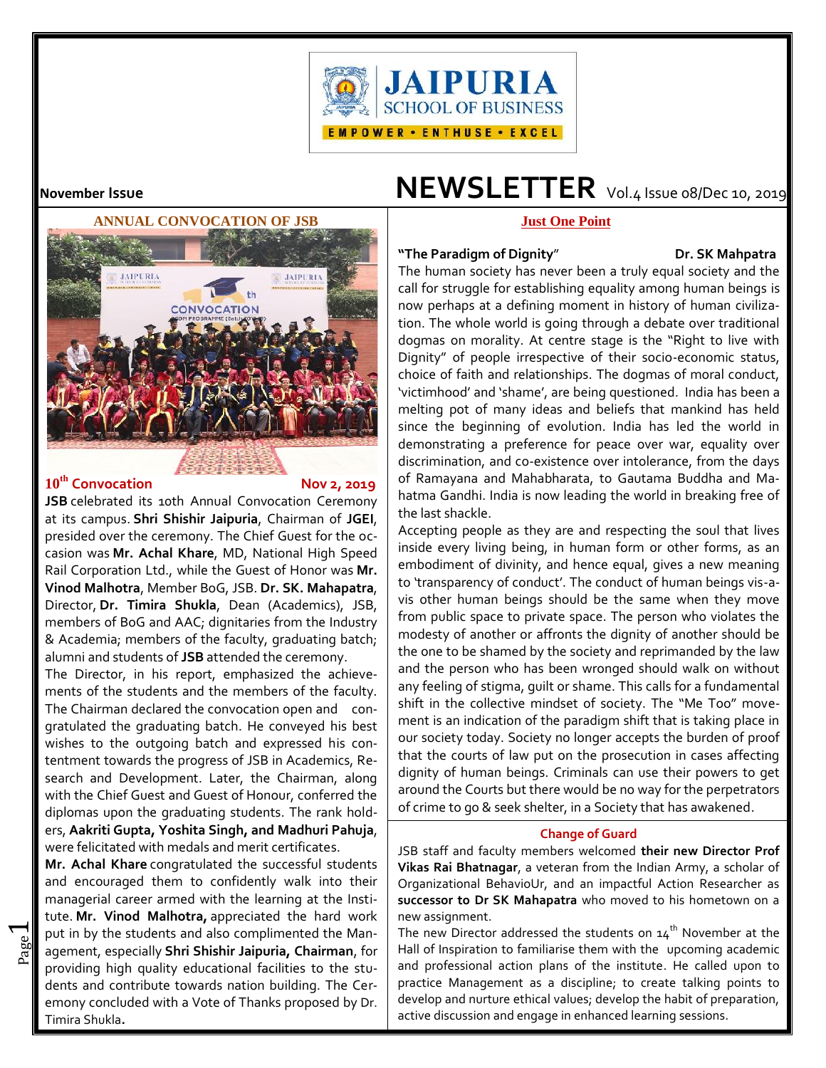# JAIPURIA SCHOOL OF BUSINESS

EMPOWER • ENTHUSE • EXCEL

**November Issue**

# NEWSLETTER Vol.4 Issue 08/Dec 10, 2019

## ANNUAL CONVOCATION OF JSB

**10th Convocation** **Nov 2, 2019**

**JSB** celebrated its 10th Annual Convocation Ceremony at its campus. **Shri Shishir Jaipuria**, Chairman of **JGEI**, presided over the ceremony. The Chief Guest for the occasion was **Mr. Achal Khare**, MD, National High Speed Rail Corporation Ltd., while the Guest of Honor was **Mr. Vinod Malhotra**, Member BoG, JSB. **Dr. SK. Mahapatra**, Director, **Dr. Timira Shukla**, Dean (Academics), JSB, members of BoG and AAC; dignitaries from the Industry & Academia; members of the faculty, graduating batch; alumni and students of **JSB** attended the ceremony.

The Director, in his report, emphasized the achievements of the students and the members of the faculty. The Chairman declared the convocation open and congratulated the graduating batch. He conveyed his best wishes to the outgoing batch and expressed his contentment towards the progress of JSB in Academics, Research and Development. Later, the Chairman, along with the Chief Guest and Guest of Honour, conferred the diplomas upon the graduating students. The rank holders, **Aakriti Gupta, Yoshita Singh, and Madhuri Pahuja**, were felicitated with medals and merit certificates.

**Mr. Achal Khare** congratulated the successful students and encouraged them to confidently walk into their managerial career armed with the learning at the Institute. **Mr. Vinod Malhotra,** appreciated the hard work put in by the students and also complimented the Management, especially **Shri Shishir Jaipuria, Chairman**, for providing high quality educational facilities to the students and contribute towards nation building. The Ceremony concluded with a Vote of Thanks proposed by Dr. Timira Shukla.

## Just One Point

**"The Paradigm of Dignity"** **Dr. SK Mahpatra**

The human society has never been a truly equal society and the call for struggle for establishing equality among human beings is now perhaps at a defining moment in history of human civilization. The whole world is going through a debate over traditional dogmas on morality. At centre stage is the "Right to live with Dignity" of people irrespective of their socio-economic status, choice of faith and relationships. The dogmas of moral conduct, 'victimhood' and 'shame', are being questioned. India has been a melting pot of many ideas and beliefs that mankind has held since the beginning of evolution. India has led the world in demonstrating a preference for peace over war, equality over discrimination, and co-existence over intolerance, from the days of Ramayana and Mahabharata, to Gautama Buddha and Mahatma Gandhi. India is now leading the world in breaking free of the last shackle.

Accepting people as they are and respecting the soul that lives inside every living being, in human form or other forms, as an embodiment of divinity, and hence equal, gives a new meaning to 'transparency of conduct'. The conduct of human beings vis-a-vis other human beings should be the same when they move from public space to private space. The person who violates the modesty of another or affronts the dignity of another should be the one to be shamed by the society and reprimanded by the law and the person who has been wronged should walk on without any feeling of stigma, guilt or shame. This calls for a fundamental shift in the collective mindset of society. The "Me Too" movement is an indication of the paradigm shift that is taking place in our society today. Society no longer accepts the burden of proof that the courts of law put on the prosecution in cases affecting dignity of human beings. Criminals can use their powers to get around the Courts but there would be no way for the perpetrators of crime to go & seek shelter, in a Society that has awakened.

## Change of Guard

JSB staff and faculty members welcomed **their new Director Prof Vikas Rai Bhatnagar**, a veteran from the Indian Army, a scholar of Organizational BehavioUr, and an impactful Action Researcher as **successor to Dr SK Mahapatra** who moved to his hometown on a new assignment.

The new Director addressed the students on 14th November at the Hall of Inspiration to familiarise them with the upcoming academic and professional action plans of the institute. He called upon to practice Management as a discipline; to create talking points to develop and nurture ethical values; develop the habit of preparation, active discussion and engage in enhanced learning sessions.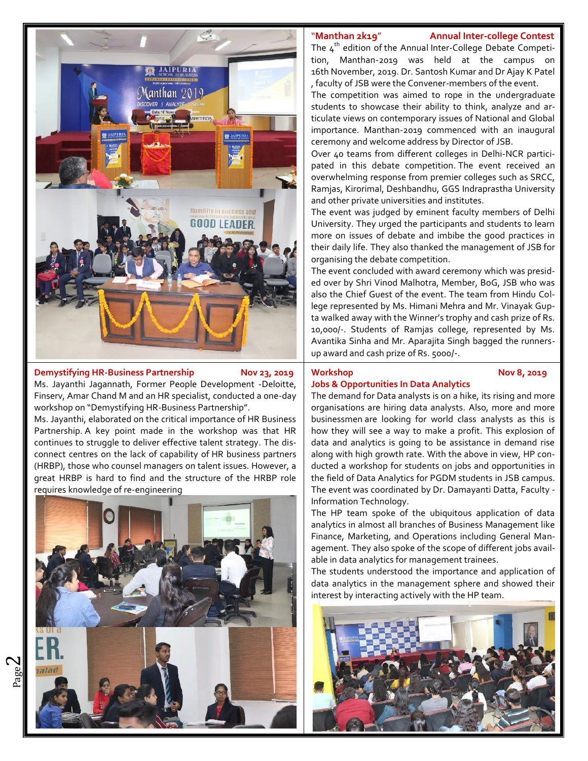### "Manthan 2k19" — Annual Inter-college Contest

The 4th edition of the Annual Inter-College Debate Competition, Manthan-2019 was held at the campus on 16th November, 2019. Dr. Santosh Kumar and Dr Ajay K Patel , faculty of JSB were the Convener-members of the event.

The competition was aimed to rope in the undergraduate students to showcase their ability to think, analyze and articulate views on contemporary issues of National and Global importance. Manthan-2019 commenced with an inaugural ceremony and welcome address by Director of JSB.

Over 40 teams from different colleges in Delhi-NCR participated in this debate competition. The event received an overwhelming response from premier colleges such as SRCC, Ramjas, Kirorimal, Deshbandhu, GGS Indraprastha University and other private universities and institutes.

The event was judged by eminent faculty members of Delhi University. They urged the participants and students to learn more on issues of debate and imbibe the good practices in their daily life. They also thanked the management of JSB for organising the debate competition.

The event concluded with award ceremony which was presided over by Shri Vinod Malhotra, Member, BoG, JSB who was also the Chief Guest of the event. The team from Hindu College represented by Ms. Himani Mehra and Mr. Vinayak Gupta walked away with the Winner's trophy and cash prize of Rs. 10,000/-. Students of Ramjas college, represented by Ms. Avantika Sinha and Mr. Aparajita Singh bagged the runners-up award and cash prize of Rs. 5000/-.

### Demystifying HR-Business Partnership — Nov 23, 2019

Ms. Jayanthi Jagannath, Former People Development -Deloitte, Finserv, Amar Chand M and an HR specialist, conducted a one-day workshop on "Demystifying HR-Business Partnership".

Ms. Jayanthi, elaborated on the critical importance of HR Business Partnership. A key point made in the workshop was that HR continues to struggle to deliver effective talent strategy. The disconnect centres on the lack of capability of HR business partners (HRBP), those who counsel managers on talent issues. However, a great HRBP is hard to find and the structure of the HRBP role requires knowledge of re-engineering

### Workshop — Nov 8, 2019

### Jobs & Opportunities In Data Analytics

The demand for Data analysts is on a hike, its rising and more organisations are hiring data analysts. Also, more and more businessmen are looking for world class analysts as this is how they will see a way to make a profit. This explosion of data and analytics is going to be assistance in demand rise along with high growth rate. With the above in view, HP conducted a workshop for students on jobs and opportunities in the field of Data Analytics for PGDM students in JSB campus. The event was coordinated by Dr. Damayanti Datta, Faculty - Information Technology.

The HP team spoke of the ubiquitous application of data analytics in almost all branches of Business Management like Finance, Marketing, and Operations including General Management. They also spoke of the scope of different jobs available in data analytics for management trainees.

The students understood the importance and application of data analytics in the management sphere and showed their interest by interacting actively with the HP team.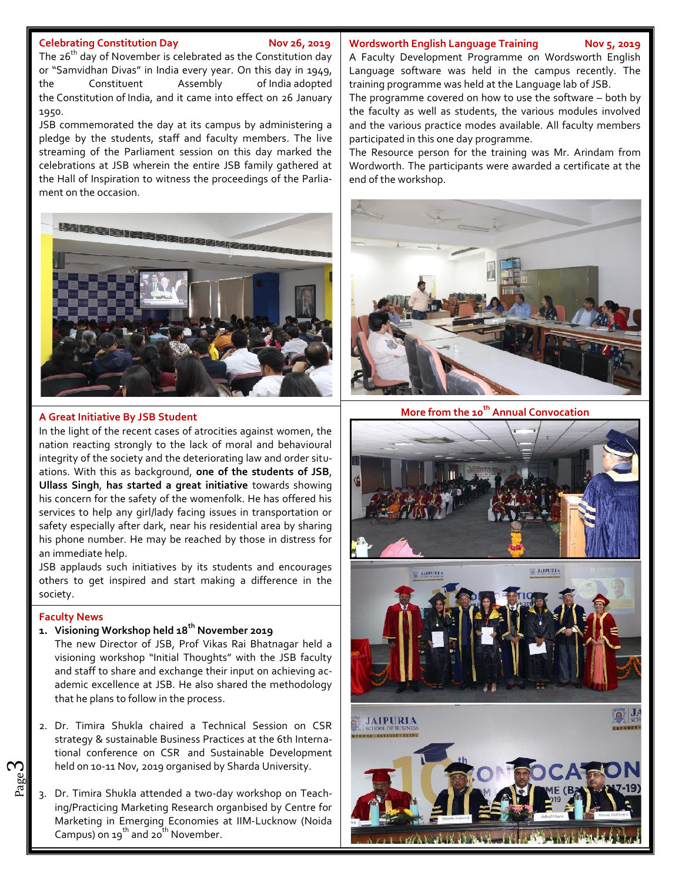### Celebrating Constitution Day — Nov 26, 2019

The 26th day of November is celebrated as the Constitution day or "Samvidhan Divas" in India every year. On this day in 1949, the Constituent Assembly of India adopted the Constitution of India, and it came into effect on 26 January 1950.

JSB commemorated the day at its campus by administering a pledge by the students, staff and faculty members. The live streaming of the Parliament session on this day marked the celebrations at JSB wherein the entire JSB family gathered at the Hall of Inspiration to witness the proceedings of the Parliament on the occasion.

### A Great Initiative By JSB Student

In the light of the recent cases of atrocities against women, the nation reacting strongly to the lack of moral and behavioural integrity of the society and the deteriorating law and order situations. With this as background, **one of the students of JSB**, **Ullass Singh**, **has started a great initiative** towards showing his concern for the safety of the womenfolk. He has offered his services to help any girl/lady facing issues in transportation or safety especially after dark, near his residential area by sharing his phone number. He may be reached by those in distress for an immediate help.

JSB applauds such initiatives by its students and encourages others to get inspired and start making a difference in the society.

### Faculty News

1. **Visioning Workshop held 18th November 2019**
   The new Director of JSB, Prof Vikas Rai Bhatnagar held a visioning workshop "Initial Thoughts" with the JSB faculty and staff to share and exchange their input on achieving academic excellence at JSB. He also shared the methodology that he plans to follow in the process.

2. Dr. Timira Shukla chaired a Technical Session on CSR strategy & sustainable Business Practices at the 6th International conference on CSR and Sustainable Development held on 10-11 Nov, 2019 organised by Sharda University.

3. Dr. Timira Shukla attended a two-day workshop on Teaching/Practicing Marketing Research orgnbised by Centre for Marketing in Emerging Economies at IIM-Lucknow (Noida Campus) on 19th and 20th November.

### Wordsworth English Language Training — Nov 5, 2019

A Faculty Development Programme on Wordsworth English Language software was held in the campus recently. The training programme was held at the Language lab of JSB.

The programme covered on how to use the software – both by the faculty as well as students, the various modules involved and the various practice modes available. All faculty members participated in this one day programme.

The Resource person for the training was Mr. Arindam from Wordworth. The participants were awarded a certificate at the end of the workshop.

### More from the 10th Annual Convocation